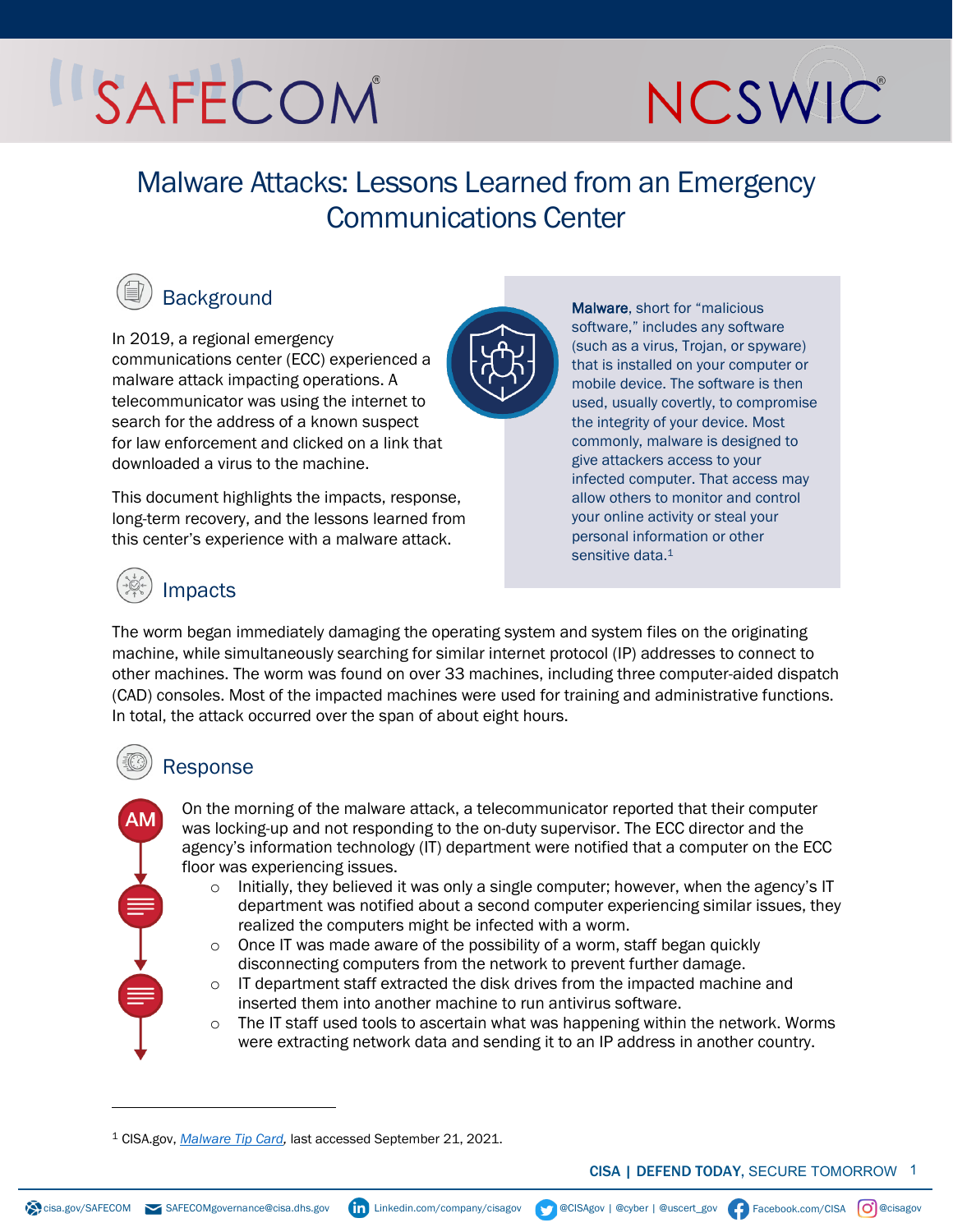# Malware Attacks: Lessons Learned from an Emergency Communications Center

## Background

In 2019, a regional emergency communications center (ECC) experienced a malware attack impacting operations. A telecommunicator was using the internet to search for the address of a known suspect for law enforcement and clicked on a link that downloaded a virus to the machine.

This document highlights the impacts, response, long-term recovery, and the lessons learned from this center's experience with a malware attack.

**Malware**, short for "malicious software," includes any software (such as a virus, Trojan, or spyware) that is installed on your computer or mobile device. The software is then used, usually covertly, to compromise the integrity of your device. Most commonly, malware is designed to give attackers access to your infected computer. That access may allow others to monitor and control your online activity or steal your personal information or other sensitive data.[1]

## Impacts

The worm began immediately damaging the operating system and system files on the originating machine, while simultaneously searching for similar internet protocol (IP) addresses to connect to other machines. The worm was found on over 33 machines, including three computer-aided dispatch (CAD) consoles. Most of the impacted machines were used for training and administrative functions. In total, the attack occurred over the span of about eight hours.

## Response

AM

On the morning of the malware attack, a telecommunicator reported that their computer was locking-up and not responding to the on-duty supervisor. The ECC director and the agency's information technology (IT) department were notified that a computer on the ECC floor was experiencing issues.

- Initially, they believed it was only a single computer; however, when the agency's IT department was notified about a second computer experiencing similar issues, they realized the computers might be infected with a worm.
- Once IT was made aware of the possibility of a worm, staff began quickly disconnecting computers from the network to prevent further damage.
- IT department staff extracted the disk drives from the impacted machine and inserted them into another machine to run antivirus software.
- The IT staff used tools to ascertain what was happening within the network. Worms were extracting network data and sending it to an IP address in another country.

---

[1] CISA.gov, *Malware Tip Card*, last accessed September 21, 2021.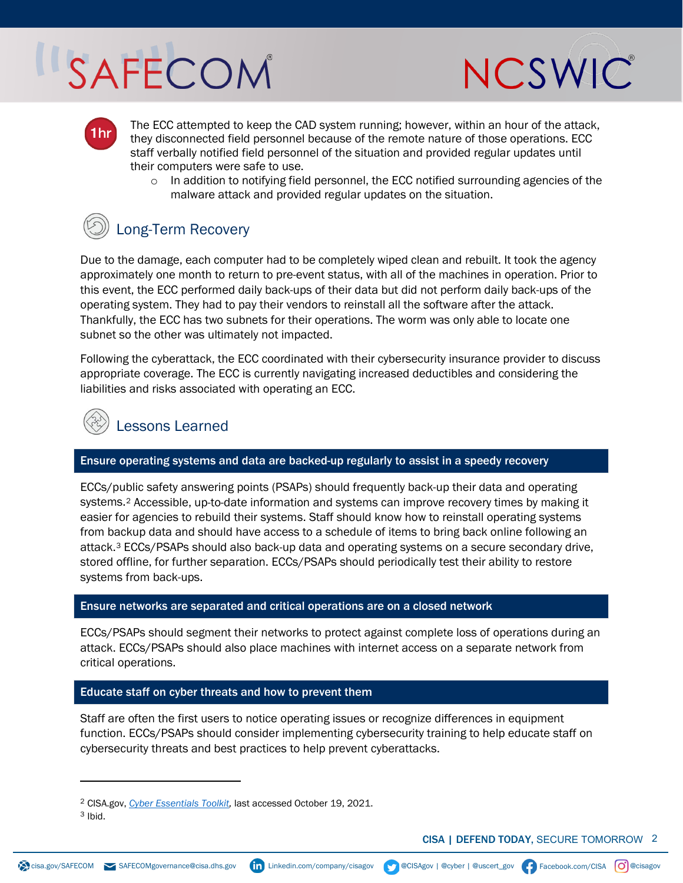**1hr** The ECC attempted to keep the CAD system running; however, within an hour of the attack, they disconnected field personnel because of the remote nature of those operations. ECC staff verbally notified field personnel of the situation and provided regular updates until their computers were safe to use.

- In addition to notifying field personnel, the ECC notified surrounding agencies of the malware attack and provided regular updates on the situation.

## Long-Term Recovery

Due to the damage, each computer had to be completely wiped clean and rebuilt. It took the agency approximately one month to return to pre-event status, with all of the machines in operation. Prior to this event, the ECC performed daily back-ups of their data but did not perform daily back-ups of the operating system. They had to pay their vendors to reinstall all the software after the attack. Thankfully, the ECC has two subnets for their operations. The worm was only able to locate one subnet so the other was ultimately not impacted.

Following the cyberattack, the ECC coordinated with their cybersecurity insurance provider to discuss appropriate coverage. The ECC is currently navigating increased deductibles and considering the liabilities and risks associated with operating an ECC.

## Lessons Learned

### Ensure operating systems and data are backed-up regularly to assist in a speedy recovery

ECCs/public safety answering points (PSAPs) should frequently back-up their data and operating systems.[2] Accessible, up-to-date information and systems can improve recovery times by making it easier for agencies to rebuild their systems. Staff should know how to reinstall operating systems from backup data and should have access to a schedule of items to bring back online following an attack.[3] ECCs/PSAPs should also back-up data and operating systems on a secure secondary drive, stored offline, for further separation. ECCs/PSAPs should periodically test their ability to restore systems from back-ups.

### Ensure networks are separated and critical operations are on a closed network

ECCs/PSAPs should segment their networks to protect against complete loss of operations during an attack. ECCs/PSAPs should also place machines with internet access on a separate network from critical operations.

### Educate staff on cyber threats and how to prevent them

Staff are often the first users to notice operating issues or recognize differences in equipment function. ECCs/PSAPs should consider implementing cybersecurity training to help educate staff on cybersecurity threats and best practices to help prevent cyberattacks.

---

[2] CISA.gov, *Cyber Essentials Toolkit*, last accessed October 19, 2021.
[3] Ibid.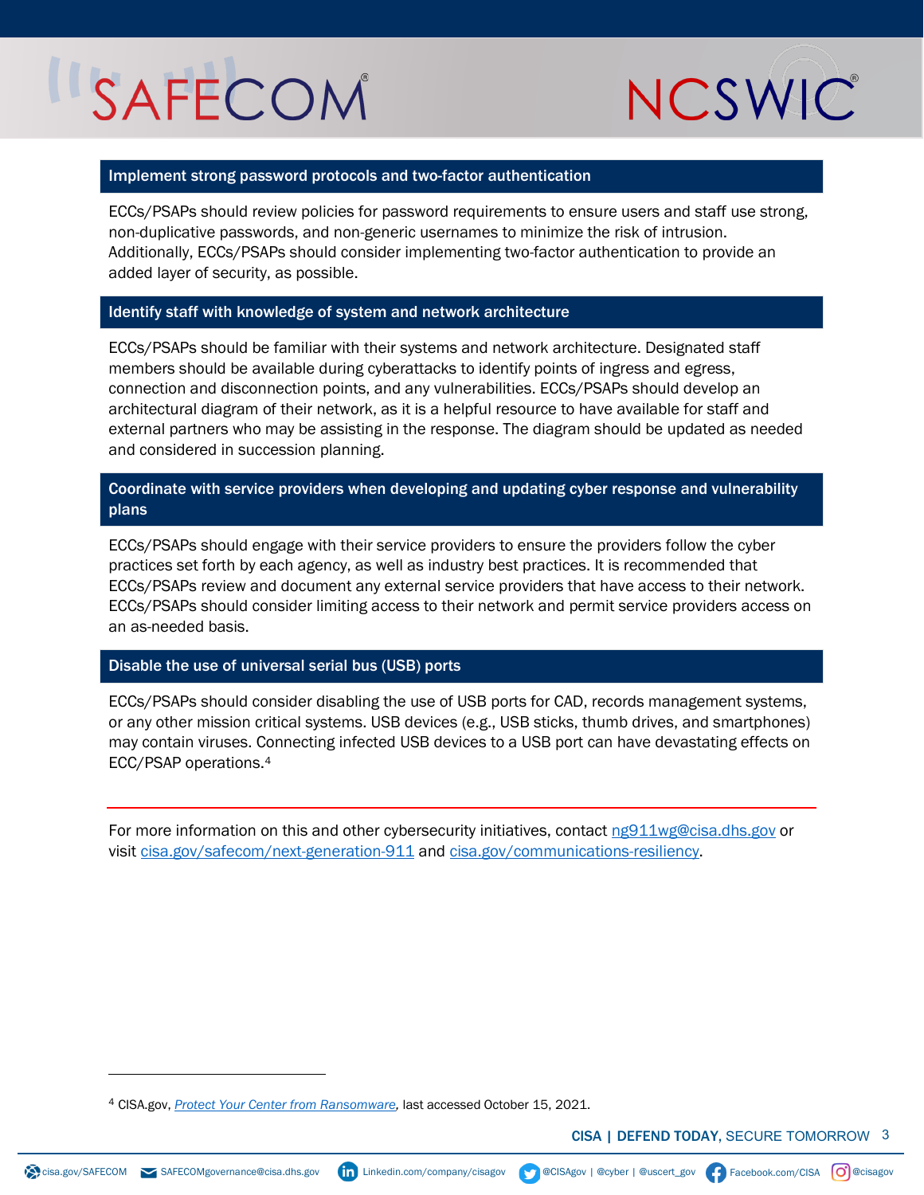## Implement strong password protocols and two-factor authentication

ECCs/PSAPs should review policies for password requirements to ensure users and staff use strong, non-duplicative passwords, and non-generic usernames to minimize the risk of intrusion. Additionally, ECCs/PSAPs should consider implementing two-factor authentication to provide an added layer of security, as possible.

## Identify staff with knowledge of system and network architecture

ECCs/PSAPs should be familiar with their systems and network architecture. Designated staff members should be available during cyberattacks to identify points of ingress and egress, connection and disconnection points, and any vulnerabilities. ECCs/PSAPs should develop an architectural diagram of their network, as it is a helpful resource to have available for staff and external partners who may be assisting in the response. The diagram should be updated as needed and considered in succession planning.

## Coordinate with service providers when developing and updating cyber response and vulnerability plans

ECCs/PSAPs should engage with their service providers to ensure the providers follow the cyber practices set forth by each agency, as well as industry best practices. It is recommended that ECCs/PSAPs review and document any external service providers that have access to their network. ECCs/PSAPs should consider limiting access to their network and permit service providers access on an as-needed basis.

## Disable the use of universal serial bus (USB) ports

ECCs/PSAPs should consider disabling the use of USB ports for CAD, records management systems, or any other mission critical systems. USB devices (e.g., USB sticks, thumb drives, and smartphones) may contain viruses. Connecting infected USB devices to a USB port can have devastating effects on ECC/PSAP operations.[4]

---

For more information on this and other cybersecurity initiatives, contact ng911wg@cisa.dhs.gov or visit cisa.gov/safecom/next-generation-911 and cisa.gov/communications-resiliency.

---

[4] CISA.gov, *Protect Your Center from Ransomware*, last accessed October 15, 2021.